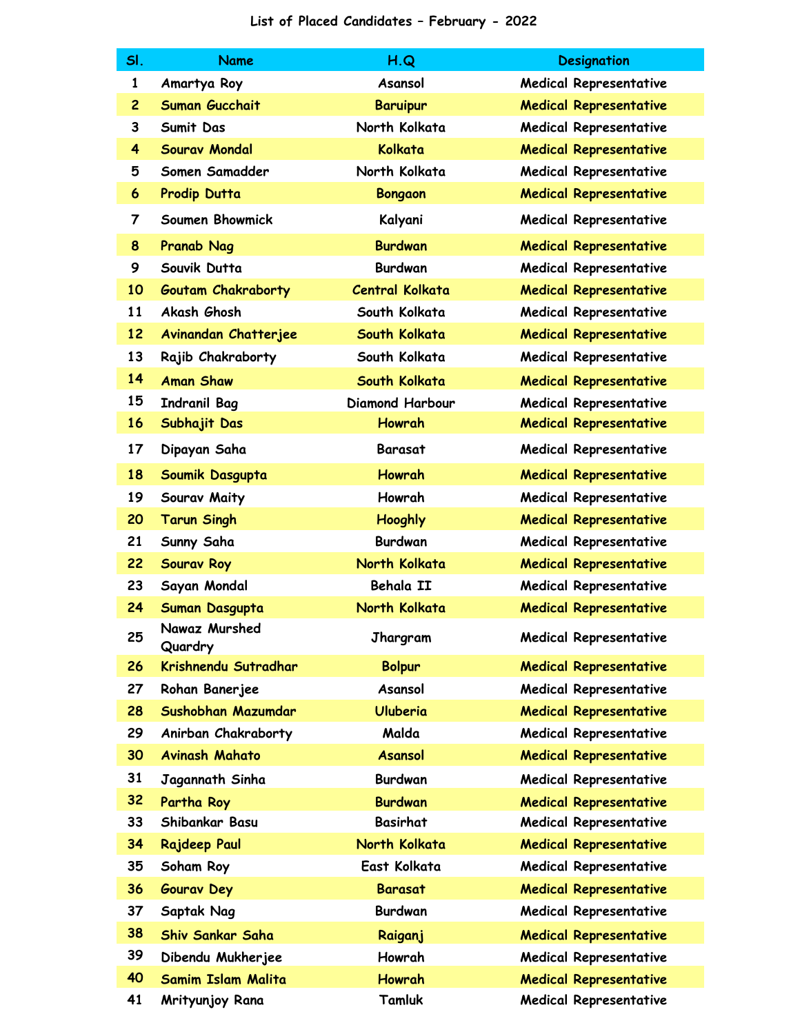# List of Placed Candidates – February - 2022

| Sl. | Name | H.Q | Designation |
|---|---|---|---|
| 1 | Amartya Roy | Asansol | Medical Representative |
| 2 | Suman Gucchait | Baruipur | Medical Representative |
| 3 | Sumit Das | North Kolkata | Medical Representative |
| 4 | Sourav Mondal | Kolkata | Medical Representative |
| 5 | Somen Samadder | North Kolkata | Medical Representative |
| 6 | Prodip Dutta | Bongaon | Medical Representative |
| 7 | Soumen Bhowmick | Kalyani | Medical Representative |
| 8 | Pranab Nag | Burdwan | Medical Representative |
| 9 | Souvik Dutta | Burdwan | Medical Representative |
| 10 | Goutam Chakraborty | Central Kolkata | Medical Representative |
| 11 | Akash Ghosh | South Kolkata | Medical Representative |
| 12 | Avinandan Chatterjee | South Kolkata | Medical Representative |
| 13 | Rajib Chakraborty | South Kolkata | Medical Representative |
| 14 | Aman Shaw | South Kolkata | Medical Representative |
| 15 | Indranil Bag | Diamond Harbour | Medical Representative |
| 16 | Subhajit Das | Howrah | Medical Representative |
| 17 | Dipayan Saha | Barasat | Medical Representative |
| 18 | Soumik Dasgupta | Howrah | Medical Representative |
| 19 | Sourav Maity | Howrah | Medical Representative |
| 20 | Tarun Singh | Hooghly | Medical Representative |
| 21 | Sunny Saha | Burdwan | Medical Representative |
| 22 | Sourav Roy | North Kolkata | Medical Representative |
| 23 | Sayan Mondal | Behala II | Medical Representative |
| 24 | Suman Dasgupta | North Kolkata | Medical Representative |
| 25 | Nawaz Murshed Quardry | Jhargram | Medical Representative |
| 26 | Krishnendu Sutradhar | Bolpur | Medical Representative |
| 27 | Rohan Banerjee | Asansol | Medical Representative |
| 28 | Sushobhan Mazumdar | Uluberia | Medical Representative |
| 29 | Anirban Chakraborty | Malda | Medical Representative |
| 30 | Avinash Mahato | Asansol | Medical Representative |
| 31 | Jagannath Sinha | Burdwan | Medical Representative |
| 32 | Partha Roy | Burdwan | Medical Representative |
| 33 | Shibankar Basu | Basirhat | Medical Representative |
| 34 | Rajdeep Paul | North Kolkata | Medical Representative |
| 35 | Soham Roy | East Kolkata | Medical Representative |
| 36 | Gourav Dey | Barasat | Medical Representative |
| 37 | Saptak Nag | Burdwan | Medical Representative |
| 38 | Shiv Sankar Saha | Raiganj | Medical Representative |
| 39 | Dibendu Mukherjee | Howrah | Medical Representative |
| 40 | Samim Islam Malita | Howrah | Medical Representative |
| 41 | Mrityunjoy Rana | Tamluk | Medical Representative |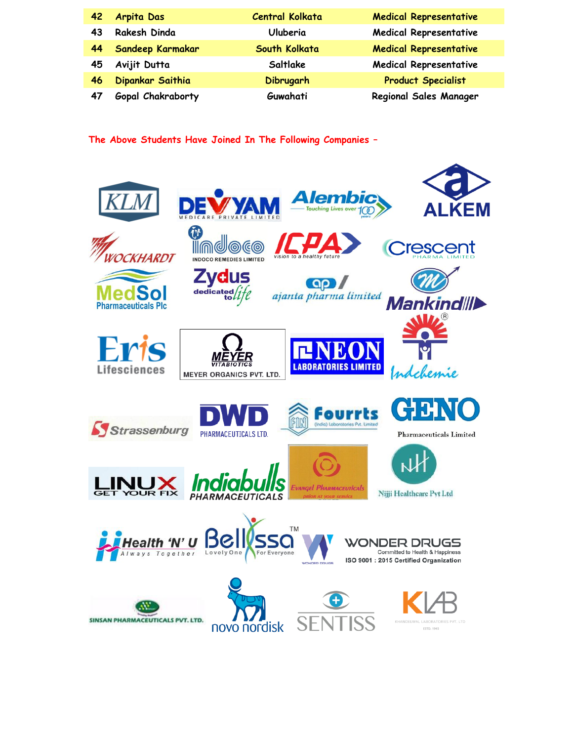| | | | |
|---|---|---|---|
| 42 | Arpita Das | Central Kolkata | Medical Representative |
| 43 | Rakesh Dinda | Uluberia | Medical Representative |
| 44 | Sandeep Karmakar | South Kolkata | Medical Representative |
| 45 | Avijit Dutta | Saltlake | Medical Representative |
| 46 | Dipankar Saithia | Dibrugarh | Product Specialist |
| 47 | Gopal Chakraborty | Guwahati | Regional Sales Manager |

The Above Students Have Joined In The Following Companies –